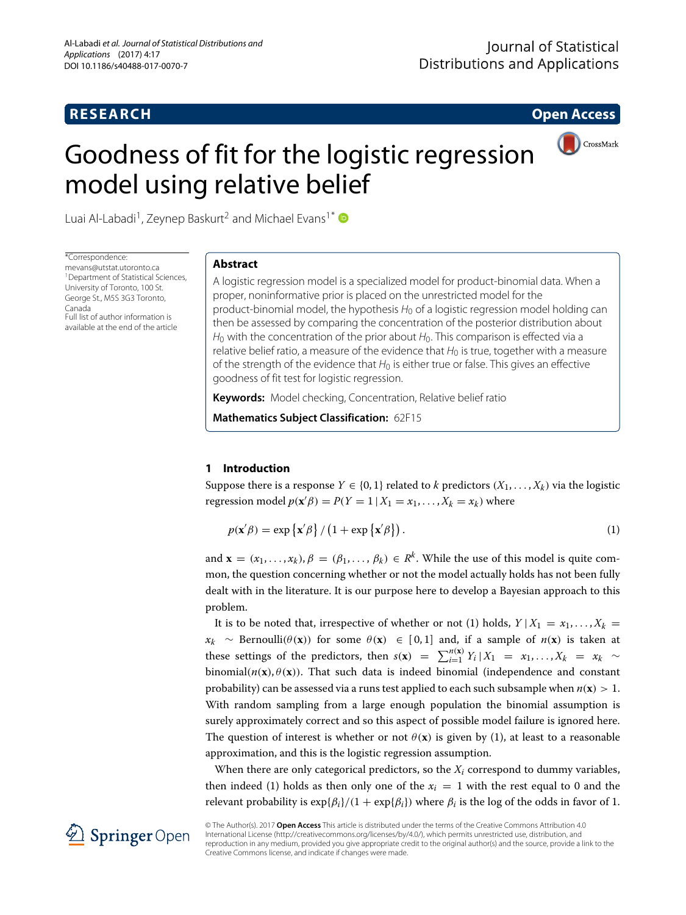RESEARCH | Open Access

# Goodness of fit for the logistic regression model using relative belief

Luai Al-Labadi[1], Zeynep Baskurt[2] and Michael Evans[1*]

*Correspondence: mevans@utstat.utoronto.ca
[1]Department of Statistical Sciences, University of Toronto, 100 St. George St., M5S 3G3 Toronto, Canada
Full list of author information is available at the end of the article

## Abstract

A logistic regression model is a specialized model for product-binomial data. When a proper, noninformative prior is placed on the unrestricted model for the product-binomial model, the hypothesis $H_0$ of a logistic regression model holding can then be assessed by comparing the concentration of the posterior distribution about $H_0$ with the concentration of the prior about $H_0$. This comparison is effected via a relative belief ratio, a measure of the evidence that $H_0$ is true, together with a measure of the strength of the evidence that $H_0$ is either true or false. This gives an effective goodness of fit test for logistic regression.

**Keywords:** Model checking, Concentration, Relative belief ratio

**Mathematics Subject Classification:** 62F15

## 1 Introduction

Suppose there is a response $Y \in \{0, 1\}$ related to $k$ predictors $(X_1, \ldots, X_k)$ via the logistic regression model $p(\mathbf{x}'\beta) = P(Y = 1 \,|\, X_1 = x_1, \ldots, X_k = x_k)$ where

$$p(\mathbf{x}'\beta) = \exp\left\{\mathbf{x}'\beta\right\} / \left(1 + \exp\left\{\mathbf{x}'\beta\right\}\right). \tag{1}$$

and $\mathbf{x} = (x_1, \ldots, x_k), \beta = (\beta_1, \ldots, \beta_k) \in R^k$. While the use of this model is quite common, the question concerning whether or not the model actually holds has not been fully dealt with in the literature. It is our purpose here to develop a Bayesian approach to this problem.

It is to be noted that, irrespective of whether or not (1) holds, $Y \,|\, X_1 = x_1, \ldots, X_k = x_k \sim \text{Bernoulli}(\theta(\mathbf{x}))$ for some $\theta(\mathbf{x}) \in [0, 1]$ and, if a sample of $n(\mathbf{x})$ is taken at these settings of the predictors, then $s(\mathbf{x}) = \sum_{i=1}^{n(\mathbf{x})} Y_i \,|\, X_1 = x_1, \ldots, X_k = x_k \sim \text{binomial}(n(\mathbf{x}), \theta(\mathbf{x}))$. That such data is indeed binomial (independence and constant probability) can be assessed via a runs test applied to each such subsample when $n(\mathbf{x}) > 1$. With random sampling from a large enough population the binomial assumption is surely approximately correct and so this aspect of possible model failure is ignored here. The question of interest is whether or not $\theta(\mathbf{x})$ is given by (1), at least to a reasonable approximation, and this is the logistic regression assumption.

When there are only categorical predictors, so the $X_i$ correspond to dummy variables, then indeed (1) holds as then only one of the $x_i = 1$ with the rest equal to 0 and the relevant probability is $\exp\{\beta_i\}/(1 + \exp\{\beta_i\})$ where $\beta_i$ is the log of the odds in favor of 1.

© The Author(s). 2017 **Open Access** This article is distributed under the terms of the Creative Commons Attribution 4.0 International License (http://creativecommons.org/licenses/by/4.0/), which permits unrestricted use, distribution, and reproduction in any medium, provided you give appropriate credit to the original author(s) and the source, provide a link to the Creative Commons license, and indicate if changes were made.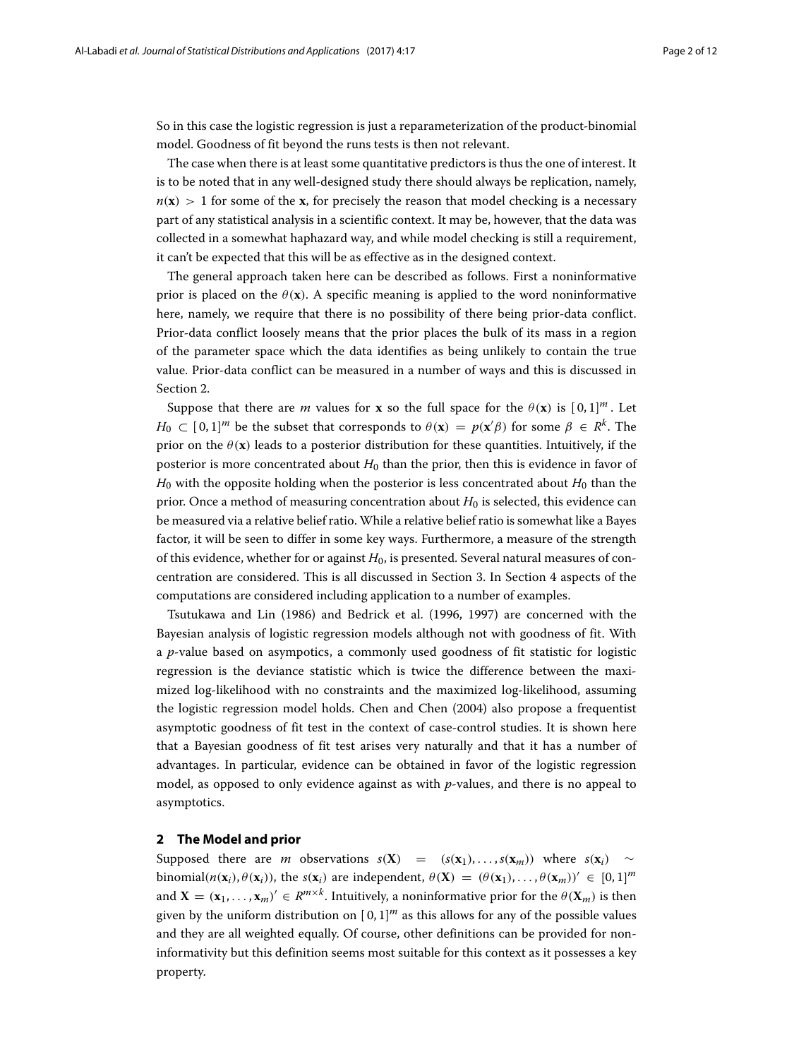So in this case the logistic regression is just a reparameterization of the product-binomial model. Goodness of fit beyond the runs tests is then not relevant.

The case when there is at least some quantitative predictors is thus the one of interest. It is to be noted that in any well-designed study there should always be replication, namely, $n(\mathbf{x}) > 1$ for some of the $\mathbf{x}$, for precisely the reason that model checking is a necessary part of any statistical analysis in a scientific context. It may be, however, that the data was collected in a somewhat haphazard way, and while model checking is still a requirement, it can't be expected that this will be as effective as in the designed context.

The general approach taken here can be described as follows. First a noninformative prior is placed on the $\theta(\mathbf{x})$. A specific meaning is applied to the word noninformative here, namely, we require that there is no possibility of there being prior-data conflict. Prior-data conflict loosely means that the prior places the bulk of its mass in a region of the parameter space which the data identifies as being unlikely to contain the true value. Prior-data conflict can be measured in a number of ways and this is discussed in Section 2.

Suppose that there are $m$ values for $\mathbf{x}$ so the full space for the $\theta(\mathbf{x})$ is $[0,1]^m$. Let $H_0 \subset [0,1]^m$ be the subset that corresponds to $\theta(\mathbf{x}) = p(\mathbf{x}'\beta)$ for some $\beta \in R^k$. The prior on the $\theta(\mathbf{x})$ leads to a posterior distribution for these quantities. Intuitively, if the posterior is more concentrated about $H_0$ than the prior, then this is evidence in favor of $H_0$ with the opposite holding when the posterior is less concentrated about $H_0$ than the prior. Once a method of measuring concentration about $H_0$ is selected, this evidence can be measured via a relative belief ratio. While a relative belief ratio is somewhat like a Bayes factor, it will be seen to differ in some key ways. Furthermore, a measure of the strength of this evidence, whether for or against $H_0$, is presented. Several natural measures of concentration are considered. This is all discussed in Section 3. In Section 4 aspects of the computations are considered including application to a number of examples.

Tsutukawa and Lin (1986) and Bedrick et al. (1996, 1997) are concerned with the Bayesian analysis of logistic regression models although not with goodness of fit. With a $p$-value based on asympotics, a commonly used goodness of fit statistic for logistic regression is the deviance statistic which is twice the difference between the maximized log-likelihood with no constraints and the maximized log-likelihood, assuming the logistic regression model holds. Chen and Chen (2004) also propose a frequentist asymptotic goodness of fit test in the context of case-control studies. It is shown here that a Bayesian goodness of fit test arises very naturally and that it has a number of advantages. In particular, evidence can be obtained in favor of the logistic regression model, as opposed to only evidence against as with $p$-values, and there is no appeal to asymptotics.

## 2 The Model and prior

Supposed there are $m$ observations $s(\mathbf{X}) = (s(\mathbf{x}_1), \ldots, s(\mathbf{x}_m))$ where $s(\mathbf{x}_i) \sim$ binomial$(n(\mathbf{x}_i), \theta(\mathbf{x}_i))$, the $s(\mathbf{x}_i)$ are independent, $\theta(\mathbf{X}) = (\theta(\mathbf{x}_1), \ldots, \theta(\mathbf{x}_m))' \in [0,1]^m$ and $\mathbf{X} = (\mathbf{x}_1, \ldots, \mathbf{x}_m)' \in R^{m \times k}$. Intuitively, a noninformative prior for the $\theta(\mathbf{X}_m)$ is then given by the uniform distribution on $[0,1]^m$ as this allows for any of the possible values and they are all weighted equally. Of course, other definitions can be provided for noninformativity but this definition seems most suitable for this context as it possesses a key property.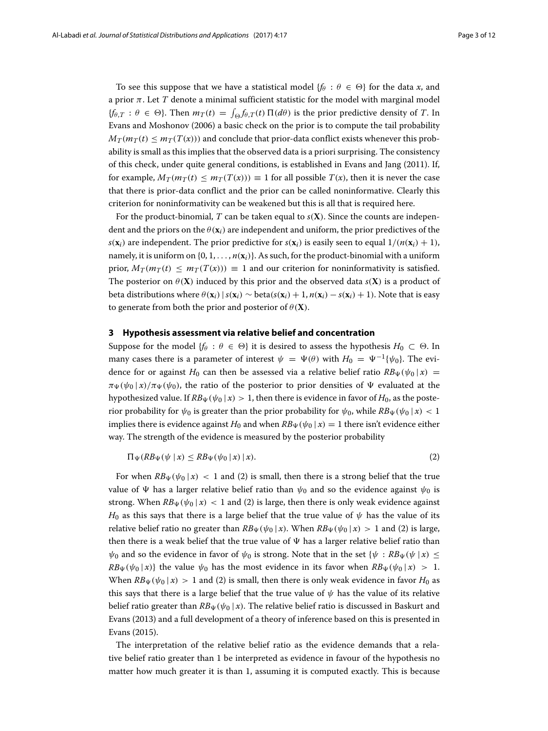To see this suppose that we have a statistical model $\{f_\theta : \theta \in \Theta\}$ for the data $x$, and a prior $\pi$. Let $T$ denote a minimal sufficient statistic for the model with marginal model $\{f_{\theta,T} : \theta \in \Theta\}$. Then $m_T(t) = \int_\Theta f_{\theta,T}(t)\, \Pi(d\theta)$ is the prior predictive density of $T$. In Evans and Moshonov (2006) a basic check on the prior is to compute the tail probability $M_T(m_T(t) \leq m_T(T(x)))$ and conclude that prior-data conflict exists whenever this probability is small as this implies that the observed data is a priori surprising. The consistency of this check, under quite general conditions, is established in Evans and Jang (2011). If, for example, $M_T(m_T(t) \leq m_T(T(x))) \equiv 1$ for all possible $T(x)$, then it is never the case that there is prior-data conflict and the prior can be called noninformative. Clearly this criterion for noninformativity can be weakened but this is all that is required here.

For the product-binomial, $T$ can be taken equal to $s(\mathbf{X})$. Since the counts are independent and the priors on the $\theta(\mathbf{x}_i)$ are independent and uniform, the prior predictives of the $s(\mathbf{x}_i)$ are independent. The prior predictive for $s(\mathbf{x}_i)$ is easily seen to equal $1/(n(\mathbf{x}_i) + 1)$, namely, it is uniform on $\{0, 1, \ldots, n(\mathbf{x}_i)\}$. As such, for the product-binomial with a uniform prior, $M_T(m_T(t) \leq m_T(T(x))) \equiv 1$ and our criterion for noninformativity is satisfied. The posterior on $\theta(\mathbf{X})$ induced by this prior and the observed data $s(\mathbf{X})$ is a product of beta distributions where $\theta(\mathbf{x}_i) \,|\, s(\mathbf{x}_i) \sim \text{beta}(s(\mathbf{x}_i) + 1, n(\mathbf{x}_i) - s(\mathbf{x}_i) + 1)$. Note that is easy to generate from both the prior and posterior of $\theta(\mathbf{X})$.

## 3 Hypothesis assessment via relative belief and concentration

Suppose for the model $\{f_\theta : \theta \in \Theta\}$ it is desired to assess the hypothesis $H_0 \subset \Theta$. In many cases there is a parameter of interest $\psi = \Psi(\theta)$ with $H_0 = \Psi^{-1}\{\psi_0\}$. The evidence for or against $H_0$ can then be assessed via a relative belief ratio $RB_\Psi(\psi_0 \,|\, x) = \pi_\Psi(\psi_0 \,|\, x)/\pi_\Psi(\psi_0)$, the ratio of the posterior to prior densities of $\Psi$ evaluated at the hypothesized value. If $RB_\Psi(\psi_0 \,|\, x) > 1$, then there is evidence in favor of $H_0$, as the posterior probability for $\psi_0$ is greater than the prior probability for $\psi_0$, while $RB_\Psi(\psi_0 \,|\, x) < 1$ implies there is evidence against $H_0$ and when $RB_\Psi(\psi_0 \,|\, x) = 1$ there isn't evidence either way. The strength of the evidence is measured by the posterior probability

$$\Pi_\Psi(RB_\Psi(\psi \,|\, x) \leq RB_\Psi(\psi_0 \,|\, x) \,|\, x). \tag{2}$$

For when $RB_\Psi(\psi_0 \,|\, x) < 1$ and (2) is small, then there is a strong belief that the true value of $\Psi$ has a larger relative belief ratio than $\psi_0$ and so the evidence against $\psi_0$ is strong. When $RB_\Psi(\psi_0 \,|\, x) < 1$ and (2) is large, then there is only weak evidence against $H_0$ as this says that there is a large belief that the true value of $\psi$ has the value of its relative belief ratio no greater than $RB_\Psi(\psi_0 \,|\, x)$. When $RB_\Psi(\psi_0 \,|\, x) > 1$ and (2) is large, then there is a weak belief that the true value of $\Psi$ has a larger relative belief ratio than $\psi_0$ and so the evidence in favor of $\psi_0$ is strong. Note that in the set $\{\psi : RB_\Psi(\psi \,|\, x) \leq RB_\Psi(\psi_0 \,|\, x)\}$ the value $\psi_0$ has the most evidence in its favor when $RB_\Psi(\psi_0 \,|\, x) > 1$. When $RB_\Psi(\psi_0 \,|\, x) > 1$ and (2) is small, then there is only weak evidence in favor $H_0$ as this says that there is a large belief that the true value of $\psi$ has the value of its relative belief ratio greater than $RB_\Psi(\psi_0 \,|\, x)$. The relative belief ratio is discussed in Baskurt and Evans (2013) and a full development of a theory of inference based on this is presented in Evans (2015).

The interpretation of the relative belief ratio as the evidence demands that a relative belief ratio greater than 1 be interpreted as evidence in favour of the hypothesis no matter how much greater it is than 1, assuming it is computed exactly. This is because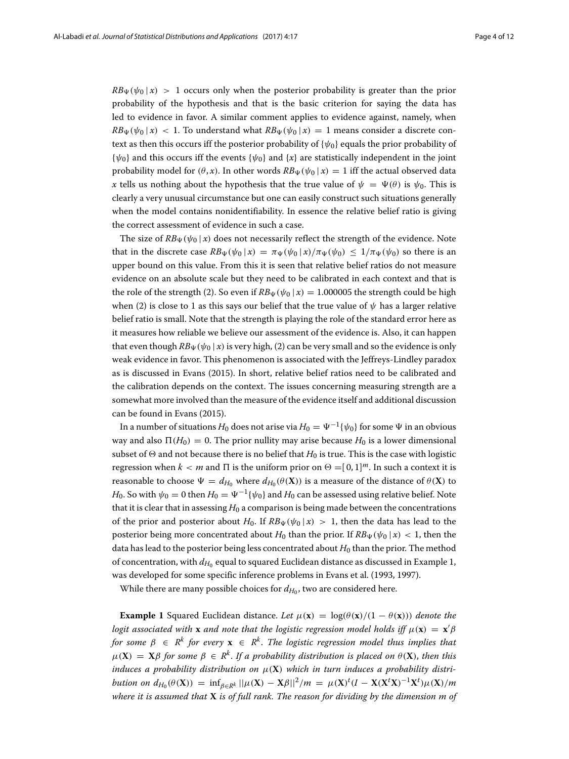$RB_\Psi(\psi_0 \,|\, x) > 1$ occurs only when the posterior probability is greater than the prior probability of the hypothesis and that is the basic criterion for saying the data has led to evidence in favor. A similar comment applies to evidence against, namely, when $RB_\Psi(\psi_0 \,|\, x) < 1$. To understand what $RB_\Psi(\psi_0 \,|\, x) = 1$ means consider a discrete context as then this occurs iff the posterior probability of $\{\psi_0\}$ equals the prior probability of $\{\psi_0\}$ and this occurs iff the events $\{\psi_0\}$ and $\{x\}$ are statistically independent in the joint probability model for $(\theta, x)$. In other words $RB_\Psi(\psi_0 \,|\, x) = 1$ iff the actual observed data $x$ tells us nothing about the hypothesis that the true value of $\psi = \Psi(\theta)$ is $\psi_0$. This is clearly a very unusual circumstance but one can easily construct such situations generally when the model contains nonidentifiability. In essence the relative belief ratio is giving the correct assessment of evidence in such a case.

The size of $RB_\Psi(\psi_0 \,|\, x)$ does not necessarily reflect the strength of the evidence. Note that in the discrete case $RB_\Psi(\psi_0 \,|\, x) = \pi_\Psi(\psi_0 \,|\, x)/\pi_\Psi(\psi_0) \leq 1/\pi_\Psi(\psi_0)$ so there is an upper bound on this value. From this it is seen that relative belief ratios do not measure evidence on an absolute scale but they need to be calibrated in each context and that is the role of the strength (2). So even if $RB_\Psi(\psi_0 \,|\, x) = 1.000005$ the strength could be high when (2) is close to 1 as this says our belief that the true value of $\psi$ has a larger relative belief ratio is small. Note that the strength is playing the role of the standard error here as it measures how reliable we believe our assessment of the evidence is. Also, it can happen that even though $RB_\Psi(\psi_0 \,|\, x)$ is very high, (2) can be very small and so the evidence is only weak evidence in favor. This phenomenon is associated with the Jeffreys-Lindley paradox as is discussed in Evans (2015). In short, relative belief ratios need to be calibrated and the calibration depends on the context. The issues concerning measuring strength are a somewhat more involved than the measure of the evidence itself and additional discussion can be found in Evans (2015).

In a number of situations $H_0$ does not arise via $H_0 = \Psi^{-1}\{\psi_0\}$ for some $\Psi$ in an obvious way and also $\Pi(H_0) = 0$. The prior nullity may arise because $H_0$ is a lower dimensional subset of $\Theta$ and not because there is no belief that $H_0$ is true. This is the case with logistic regression when $k < m$ and $\Pi$ is the uniform prior on $\Theta = [0, 1]^m$. In such a context it is reasonable to choose $\Psi = d_{H_0}$ where $d_{H_0}(\theta(\mathbf{X}))$ is a measure of the distance of $\theta(\mathbf{X})$ to $H_0$. So with $\psi_0 = 0$ then $H_0 = \Psi^{-1}\{\psi_0\}$ and $H_0$ can be assessed using relative belief. Note that it is clear that in assessing $H_0$ a comparison is being made between the concentrations of the prior and posterior about $H_0$. If $RB_\Psi(\psi_0 \,|\, x) > 1$, then the data has lead to the posterior being more concentrated about $H_0$ than the prior. If $RB_\Psi(\psi_0 \,|\, x) < 1$, then the data has lead to the posterior being less concentrated about $H_0$ than the prior. The method of concentration, with $d_{H_0}$ equal to squared Euclidean distance as discussed in Example 1, was developed for some specific inference problems in Evans et al. (1993, 1997).

While there are many possible choices for $d_{H_0}$, two are considered here.

**Example 1** Squared Euclidean distance. *Let $\mu(\mathbf{x}) = \log(\theta(\mathbf{x})/(1 - \theta(\mathbf{x})))$ denote the logit associated with $\mathbf{x}$ and note that the logistic regression model holds iff $\mu(\mathbf{x}) = \mathbf{x}'\beta$ for some $\beta \in R^k$ for every $\mathbf{x} \in R^k$. The logistic regression model thus implies that $\mu(\mathbf{X}) = \mathbf{X}\beta$ for some $\beta \in R^k$. If a probability distribution is placed on $\theta(\mathbf{X})$, then this induces a probability distribution on $\mu(\mathbf{X})$ which in turn induces a probability distribution on $d_{H_0}(\theta(\mathbf{X})) = \inf_{\beta \in R^k} ||\mu(\mathbf{X}) - \mathbf{X}\beta||^2/m = \mu(\mathbf{X})^t(I - \mathbf{X}(\mathbf{X}^t\mathbf{X})^{-1}\mathbf{X}^t)\mu(\mathbf{X})/m$ where it is assumed that $\mathbf{X}$ is of full rank. The reason for dividing by the dimension $m$ of*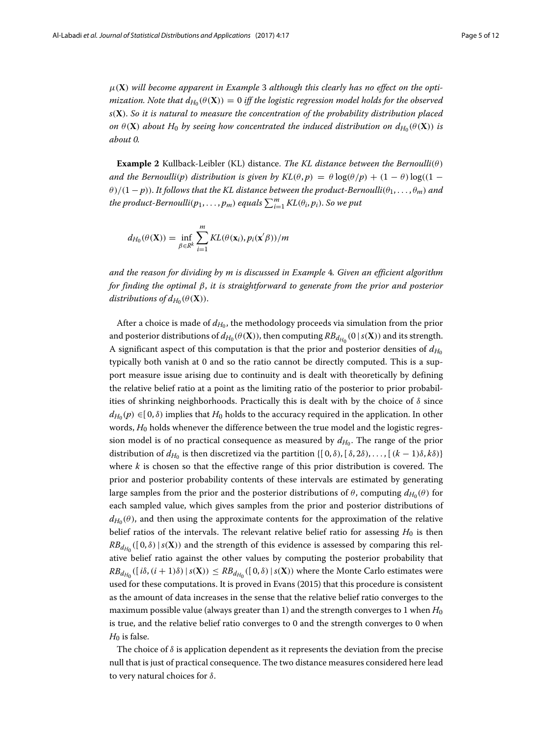$\mu(\mathbf{X})$ *will become apparent in Example* 3 *although this clearly has no effect on the optimization. Note that* $d_{H_0}(\theta(\mathbf{X})) = 0$ *iff the logistic regression model holds for the observed* $s(\mathbf{X})$*. So it is natural to measure the concentration of the probability distribution placed on* $\theta(\mathbf{X})$ *about* $H_0$ *by seeing how concentrated the induced distribution on* $d_{H_0}(\theta(\mathbf{X}))$ *is about 0.*

**Example 2** Kullback-Leibler (KL) distance. *The KL distance between the Bernoulli*($\theta$) *and the Bernoulli*($p$) *distribution is given by* $KL(\theta, p) = \theta \log(\theta/p) + (1-\theta)\log((1-\theta)/(1-p))$*. It follows that the KL distance between the product-Bernoulli*($\theta_1, \ldots, \theta_m$) *and the product-Bernoulli*($p_1, \ldots, p_m$) *equals* $\sum_{i=1}^{m} KL(\theta_i, p_i)$*. So we put*

$$d_{H_0}(\theta(\mathbf{X})) = \inf_{\beta \in R^k} \sum_{i=1}^{m} KL(\theta(\mathbf{x}_i), p_i(\mathbf{x}'\beta))/m$$

*and the reason for dividing by m is discussed in Example* 4*. Given an efficient algorithm for finding the optimal* $\beta$*, it is straightforward to generate from the prior and posterior distributions of* $d_{H_0}(\theta(\mathbf{X}))$.

After a choice is made of $d_{H_0}$, the methodology proceeds via simulation from the prior and posterior distributions of $d_{H_0}(\theta(\mathbf{X}))$, then computing $RB_{d_{H_0}}(0 \mid s(\mathbf{X}))$ and its strength. A significant aspect of this computation is that the prior and posterior densities of $d_{H_0}$ typically both vanish at 0 and so the ratio cannot be directly computed. This is a support measure issue arising due to continuity and is dealt with theoretically by defining the relative belief ratio at a point as the limiting ratio of the posterior to prior probabilities of shrinking neighborhoods. Practically this is dealt with by the choice of $\delta$ since $d_{H_0}(p) \in [0, \delta)$ implies that $H_0$ holds to the accuracy required in the application. In other words, $H_0$ holds whenever the difference between the true model and the logistic regression model is of no practical consequence as measured by $d_{H_0}$. The range of the prior distribution of $d_{H_0}$ is then discretized via the partition $\{[0, \delta), [\delta, 2\delta), \ldots, [(k-1)\delta, k\delta)\}$ where $k$ is chosen so that the effective range of this prior distribution is covered. The prior and posterior probability contents of these intervals are estimated by generating large samples from the prior and the posterior distributions of $\theta$, computing $d_{H_0}(\theta)$ for each sampled value, which gives samples from the prior and posterior distributions of $d_{H_0}(\theta)$, and then using the approximate contents for the approximation of the relative belief ratios of the intervals. The relevant relative belief ratio for assessing $H_0$ is then $RB_{d_{H_0}}([0, \delta) \mid s(\mathbf{X}))$ and the strength of this evidence is assessed by comparing this relative belief ratio against the other values by computing the posterior probability that $RB_{d_{H_0}}([i\delta, (i+1)\delta) \mid s(\mathbf{X})) \leq RB_{d_{H_0}}([0, \delta) \mid s(\mathbf{X}))$ where the Monte Carlo estimates were used for these computations. It is proved in Evans (2015) that this procedure is consistent as the amount of data increases in the sense that the relative belief ratio converges to the maximum possible value (always greater than 1) and the strength converges to 1 when $H_0$ is true, and the relative belief ratio converges to 0 and the strength converges to 0 when $H_0$ is false.

The choice of $\delta$ is application dependent as it represents the deviation from the precise null that is just of practical consequence. The two distance measures considered here lead to very natural choices for $\delta$.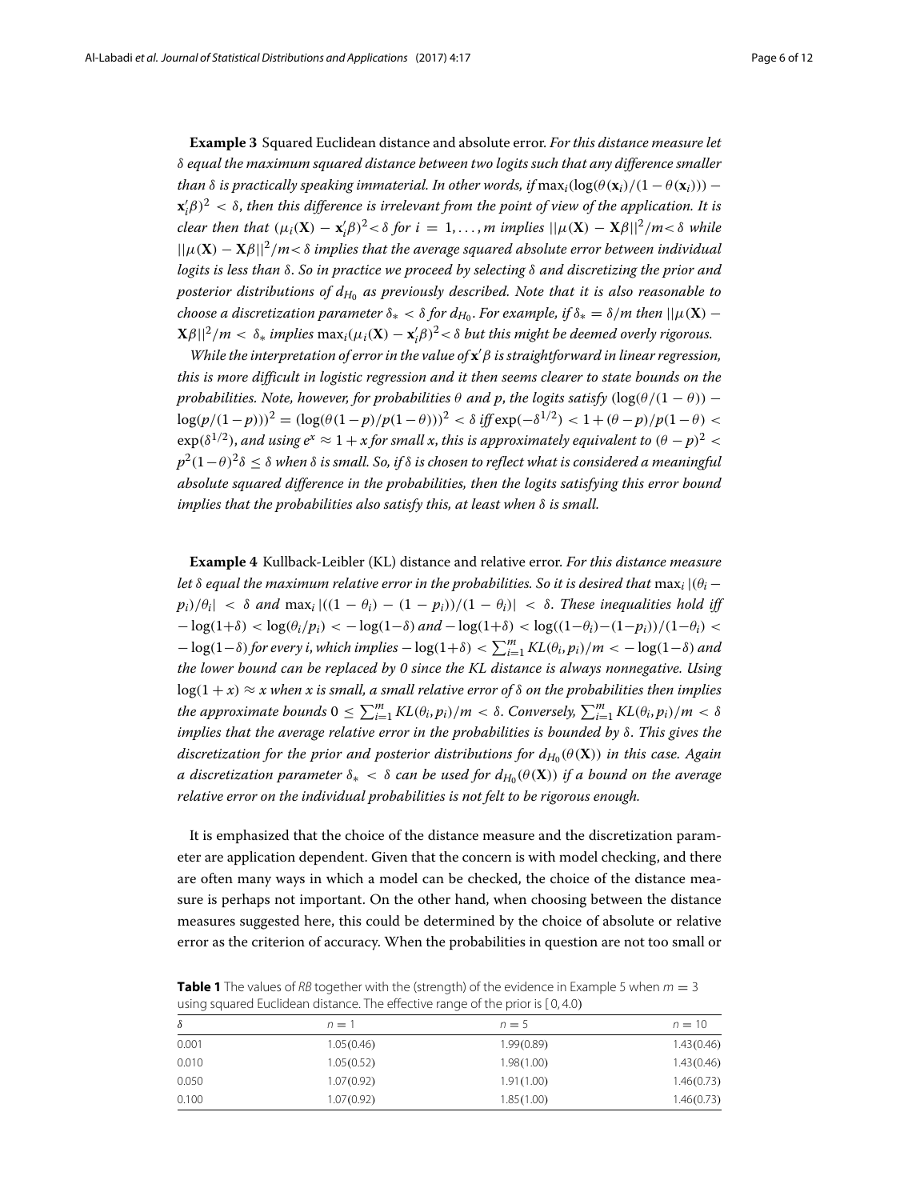**Example 3** Squared Euclidean distance and absolute error. *For this distance measure let $\delta$ equal the maximum squared distance between two logits such that any difference smaller than $\delta$ is practically speaking immaterial. In other words, if $\max_i(\log(\theta(\mathbf{x}_i)/(1-\theta(\mathbf{x}_i))) - \mathbf{x}_i'\beta)^2 < \delta$, then this difference is irrelevant from the point of view of the application. It is clear then that $(\mu_i(\mathbf{X}) - \mathbf{x}_i'\beta)^2 < \delta$ for $i = 1, \ldots, m$ implies $||\mu(\mathbf{X}) - \mathbf{X}\beta||^2/m < \delta$ while $||\mu(\mathbf{X}) - \mathbf{X}\beta||^2/m < \delta$ implies that the average squared absolute error between individual logits is less than $\delta$. So in practice we proceed by selecting $\delta$ and discretizing the prior and posterior distributions of $d_{H_0}$ as previously described. Note that it is also reasonable to choose a discretization parameter $\delta_* < \delta$ for $d_{H_0}$. For example, if $\delta_* = \delta/m$ then $||\mu(\mathbf{X}) - \mathbf{X}\beta||^2/m < \delta_*$ implies $\max_i(\mu_i(\mathbf{X}) - \mathbf{x}_i'\beta)^2 < \delta$ but this might be deemed overly rigorous.*

*While the interpretation of error in the value of $\mathbf{x}'\beta$ is straightforward in linear regression, this is more difficult in logistic regression and it then seems clearer to state bounds on the probabilities. Note, however, for probabilities $\theta$ and $p$, the logits satisfy $(\log(\theta/(1-\theta)) - \log(p/(1-p)))^2 = (\log(\theta(1-p)/p(1-\theta)))^2 < \delta$ iff $\exp(-\delta^{1/2}) < 1 + (\theta - p)/p(1-\theta) < \exp(\delta^{1/2})$, and using $e^x \approx 1 + x$ for small $x$, this is approximately equivalent to $(\theta - p)^2 < p^2(1-\theta)^2\delta \leq \delta$ when $\delta$ is small. So, if $\delta$ is chosen to reflect what is considered a meaningful absolute squared difference in the probabilities, then the logits satisfying this error bound implies that the probabilities also satisfy this, at least when $\delta$ is small.*

**Example 4** Kullback-Leibler (KL) distance and relative error. *For this distance measure let $\delta$ equal the maximum relative error in the probabilities. So it is desired that $\max_i |(\theta_i - p_i)/\theta_i| < \delta$ and $\max_i |((1-\theta_i) - (1-p_i))/(1-\theta_i)| < \delta$. These inequalities hold iff $-\log(1+\delta) < \log(\theta_i/p_i) < -\log(1-\delta)$ and $-\log(1+\delta) < \log((1-\theta_i)-(1-p_i))/(1-\theta_i) < -\log(1-\delta)$ for every $i$, which implies $-\log(1+\delta) < \sum_{i=1}^m KL(\theta_i, p_i)/m < -\log(1-\delta)$ and the lower bound can be replaced by 0 since the KL distance is always nonnegative. Using $\log(1+x) \approx x$ when $x$ is small, a small relative error of $\delta$ on the probabilities then implies the approximate bounds $0 \leq \sum_{i=1}^m KL(\theta_i, p_i)/m < \delta$. Conversely, $\sum_{i=1}^m KL(\theta_i, p_i)/m < \delta$ implies that the average relative error in the probabilities is bounded by $\delta$. This gives the discretization for the prior and posterior distributions for $d_{H_0}(\theta(\mathbf{X}))$ in this case. Again a discretization parameter $\delta_* < \delta$ can be used for $d_{H_0}(\theta(\mathbf{X}))$ if a bound on the average relative error on the individual probabilities is not felt to be rigorous enough.*

It is emphasized that the choice of the distance measure and the discretization parameter are application dependent. Given that the concern is with model checking, and there are often many ways in which a model can be checked, the choice of the distance measure is perhaps not important. On the other hand, when choosing between the distance measures suggested here, this could be determined by the choice of absolute or relative error as the criterion of accuracy. When the probabilities in question are not too small or

**Table 1** The values of *RB* together with the (strength) of the evidence in Example 5 when $m = 3$ using squared Euclidean distance. The effective range of the prior is $[0, 4.0)$

| $\delta$ | $n = 1$ | $n = 5$ | $n = 10$ |
|---|---|---|---|
| 0.001 | 1.05(0.46) | 1.99(0.89) | 1.43(0.46) |
| 0.010 | 1.05(0.52) | 1.98(1.00) | 1.43(0.46) |
| 0.050 | 1.07(0.92) | 1.91(1.00) | 1.46(0.73) |
| 0.100 | 1.07(0.92) | 1.85(1.00) | 1.46(0.73) |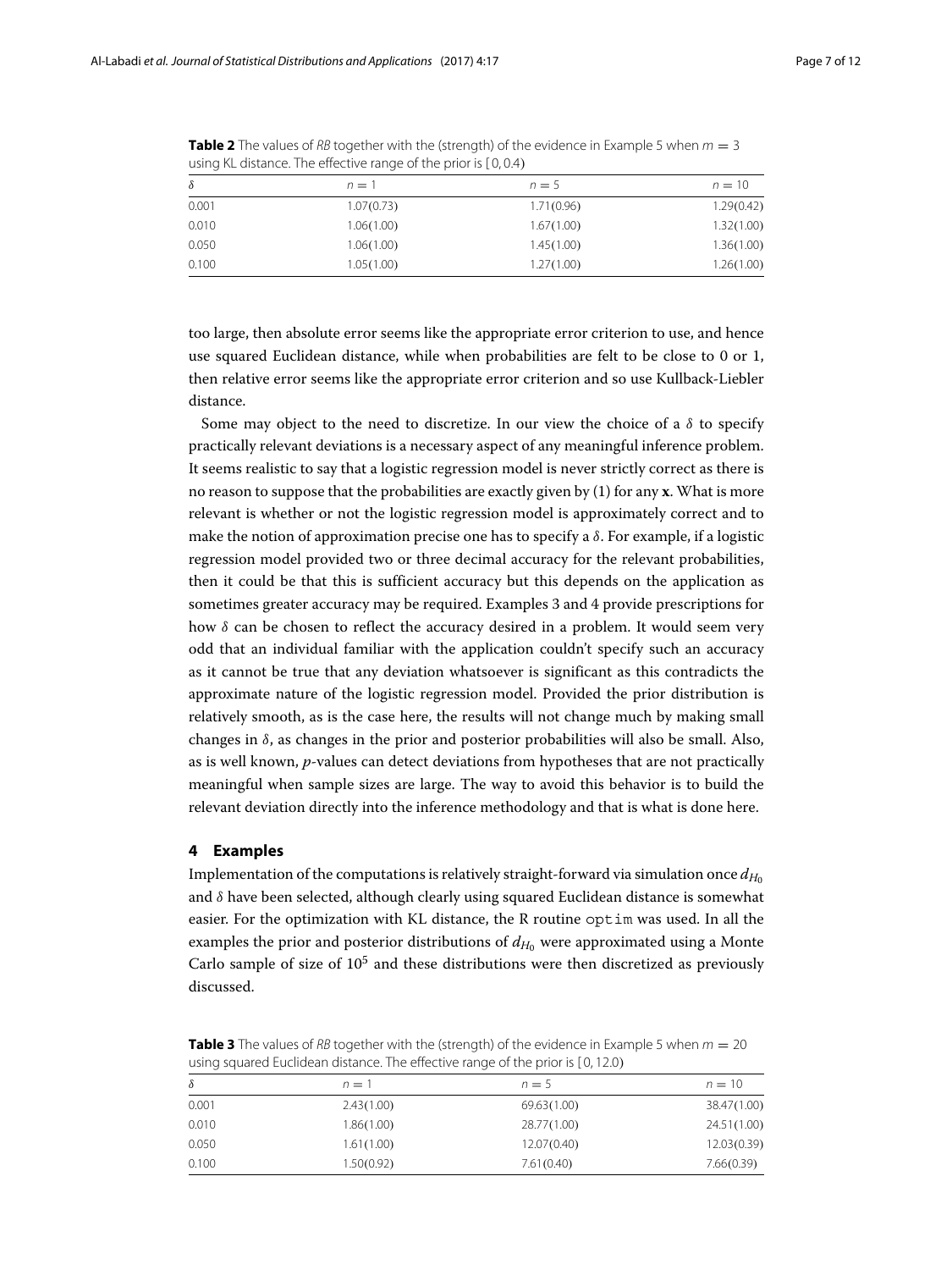**Table 2** The values of *RB* together with the (strength) of the evidence in Example 5 when $m = 3$ using KL distance. The effective range of the prior is $[0, 0.4)$

| $\delta$ | $n = 1$ | $n = 5$ | $n = 10$ |
|---|---|---|---|
| 0.001 | 1.07(0.73) | 1.71(0.96) | 1.29(0.42) |
| 0.010 | 1.06(1.00) | 1.67(1.00) | 1.32(1.00) |
| 0.050 | 1.06(1.00) | 1.45(1.00) | 1.36(1.00) |
| 0.100 | 1.05(1.00) | 1.27(1.00) | 1.26(1.00) |

too large, then absolute error seems like the appropriate error criterion to use, and hence use squared Euclidean distance, while when probabilities are felt to be close to 0 or 1, then relative error seems like the appropriate error criterion and so use Kullback-Liebler distance.

Some may object to the need to discretize. In our view the choice of a $\delta$ to specify practically relevant deviations is a necessary aspect of any meaningful inference problem. It seems realistic to say that a logistic regression model is never strictly correct as there is no reason to suppose that the probabilities are exactly given by (1) for any $\mathbf{x}$. What is more relevant is whether or not the logistic regression model is approximately correct and to make the notion of approximation precise one has to specify a $\delta$. For example, if a logistic regression model provided two or three decimal accuracy for the relevant probabilities, then it could be that this is sufficient accuracy but this depends on the application as sometimes greater accuracy may be required. Examples 3 and 4 provide prescriptions for how $\delta$ can be chosen to reflect the accuracy desired in a problem. It would seem very odd that an individual familiar with the application couldn't specify such an accuracy as it cannot be true that any deviation whatsoever is significant as this contradicts the approximate nature of the logistic regression model. Provided the prior distribution is relatively smooth, as is the case here, the results will not change much by making small changes in $\delta$, as changes in the prior and posterior probabilities will also be small. Also, as is well known, $p$-values can detect deviations from hypotheses that are not practically meaningful when sample sizes are large. The way to avoid this behavior is to build the relevant deviation directly into the inference methodology and that is what is done here.

## 4 Examples

Implementation of the computations is relatively straight-forward via simulation once $d_{H_0}$ and $\delta$ have been selected, although clearly using squared Euclidean distance is somewhat easier. For the optimization with KL distance, the R routine `optim` was used. In all the examples the prior and posterior distributions of $d_{H_0}$ were approximated using a Monte Carlo sample of size of $10^5$ and these distributions were then discretized as previously discussed.

**Table 3** The values of *RB* together with the (strength) of the evidence in Example 5 when $m = 20$ using squared Euclidean distance. The effective range of the prior is $[0, 12.0)$

| $\delta$ | $n = 1$ | $n = 5$ | $n = 10$ |
|---|---|---|---|
| 0.001 | 2.43(1.00) | 69.63(1.00) | 38.47(1.00) |
| 0.010 | 1.86(1.00) | 28.77(1.00) | 24.51(1.00) |
| 0.050 | 1.61(1.00) | 12.07(0.40) | 12.03(0.39) |
| 0.100 | 1.50(0.92) | 7.61(0.40) | 7.66(0.39) |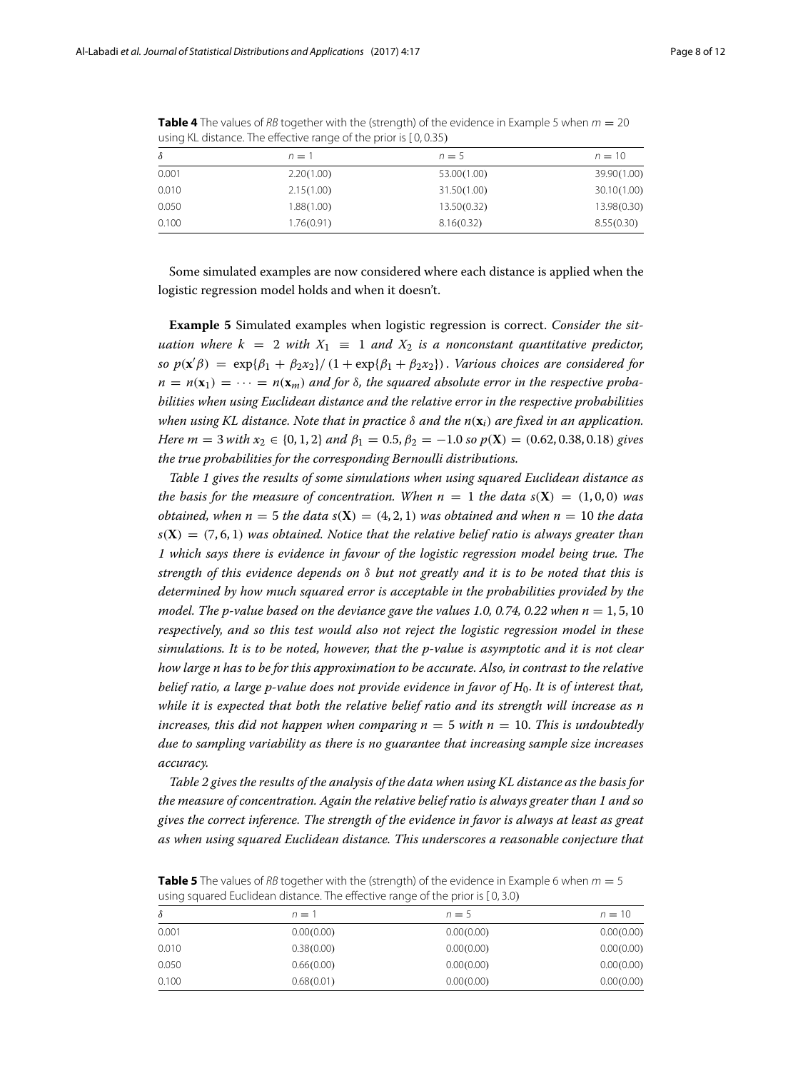**Table 4** The values of *RB* together with the (strength) of the evidence in Example 5 when $m = 20$ using KL distance. The effective range of the prior is $[0, 0.35)$

| $\delta$ | $n = 1$ | $n = 5$ | $n = 10$ |
|---|---|---|---|
| 0.001 | 2.20(1.00) | 53.00(1.00) | 39.90(1.00) |
| 0.010 | 2.15(1.00) | 31.50(1.00) | 30.10(1.00) |
| 0.050 | 1.88(1.00) | 13.50(0.32) | 13.98(0.30) |
| 0.100 | 1.76(0.91) | 8.16(0.32) | 8.55(0.30) |

Some simulated examples are now considered where each distance is applied when the logistic regression model holds and when it doesn't.

**Example 5** Simulated examples when logistic regression is correct. *Consider the situation where $k = 2$ with $X_1 \equiv 1$ and $X_2$ is a nonconstant quantitative predictor, so $p(\mathbf{x}'\beta) = \exp\{\beta_1 + \beta_2 x_2\}/(1 + \exp\{\beta_1 + \beta_2 x_2\})$. Various choices are considered for $n = n(\mathbf{x}_1) = \cdots = n(\mathbf{x}_m)$ and for $\delta$, the squared absolute error in the respective probabilities when using Euclidean distance and the relative error in the respective probabilities when using KL distance. Note that in practice $\delta$ and the $n(\mathbf{x}_i)$ are fixed in an application. Here $m = 3$ with $x_2 \in \{0, 1, 2\}$ and $\beta_1 = 0.5, \beta_2 = -1.0$ so $p(\mathbf{X}) = (0.62, 0.38, 0.18)$ gives the true probabilities for the corresponding Bernoulli distributions.*

*Table 1 gives the results of some simulations when using squared Euclidean distance as the basis for the measure of concentration. When $n = 1$ the data $s(\mathbf{X}) = (1, 0, 0)$ was obtained, when $n = 5$ the data $s(\mathbf{X}) = (4, 2, 1)$ was obtained and when $n = 10$ the data $s(\mathbf{X}) = (7, 6, 1)$ was obtained. Notice that the relative belief ratio is always greater than 1 which says there is evidence in favour of the logistic regression model being true. The strength of this evidence depends on $\delta$ but not greatly and it is to be noted that this is determined by how much squared error is acceptable in the probabilities provided by the model. The p-value based on the deviance gave the values 1.0, 0.74, 0.22 when $n = 1, 5, 10$ respectively, and so this test would also not reject the logistic regression model in these simulations. It is to be noted, however, that the p-value is asymptotic and it is not clear how large n has to be for this approximation to be accurate. Also, in contrast to the relative belief ratio, a large p-value does not provide evidence in favor of $H_0$. It is of interest that, while it is expected that both the relative belief ratio and its strength will increase as n increases, this did not happen when comparing $n = 5$ with $n = 10$. This is undoubtedly due to sampling variability as there is no guarantee that increasing sample size increases accuracy.*

*Table 2 gives the results of the analysis of the data when using KL distance as the basis for the measure of concentration. Again the relative belief ratio is always greater than 1 and so gives the correct inference. The strength of the evidence in favor is always at least as great as when using squared Euclidean distance. This underscores a reasonable conjecture that*

**Table 5** The values of *RB* together with the (strength) of the evidence in Example 6 when $m = 5$ using squared Euclidean distance. The effective range of the prior is $[0, 3.0)$

| $\delta$ | $n = 1$ | $n = 5$ | $n = 10$ |
|---|---|---|---|
| 0.001 | 0.00(0.00) | 0.00(0.00) | 0.00(0.00) |
| 0.010 | 0.38(0.00) | 0.00(0.00) | 0.00(0.00) |
| 0.050 | 0.66(0.00) | 0.00(0.00) | 0.00(0.00) |
| 0.100 | 0.68(0.01) | 0.00(0.00) | 0.00(0.00) |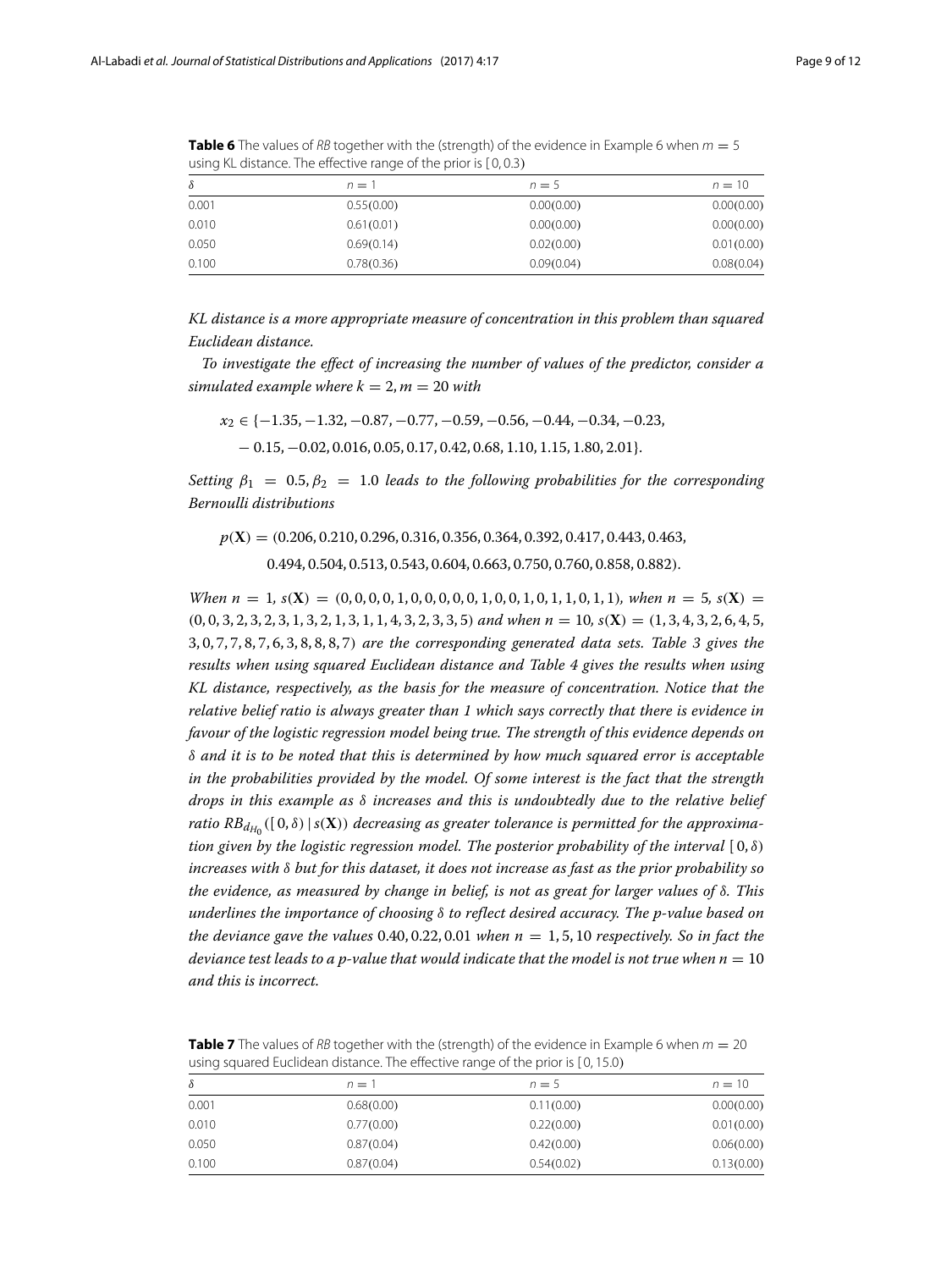**Table 6** The values of *RB* together with the (strength) of the evidence in Example 6 when $m = 5$ using KL distance. The effective range of the prior is $[0, 0.3)$

| $\delta$ | $n = 1$ | $n = 5$ | $n = 10$ |
|---|---|---|---|
| 0.001 | 0.55(0.00) | 0.00(0.00) | 0.00(0.00) |
| 0.010 | 0.61(0.01) | 0.00(0.00) | 0.00(0.00) |
| 0.050 | 0.69(0.14) | 0.02(0.00) | 0.01(0.00) |
| 0.100 | 0.78(0.36) | 0.09(0.04) | 0.08(0.04) |

*KL distance is a more appropriate measure of concentration in this problem than squared Euclidean distance.*

*To investigate the effect of increasing the number of values of the predictor, consider a simulated example where* $k = 2, m = 20$ *with*

$$x_2 \in \{-1.35, -1.32, -0.87, -0.77, -0.59, -0.56, -0.44, -0.34, -0.23, -0.15, -0.02, 0.016, 0.05, 0.17, 0.42, 0.68, 1.10, 1.15, 1.80, 2.01\}.$$

*Setting* $\beta_1 = 0.5, \beta_2 = 1.0$ *leads to the following probabilities for the corresponding Bernoulli distributions*

$$p(\mathbf{X}) = (0.206, 0.210, 0.296, 0.316, 0.356, 0.364, 0.392, 0.417, 0.443, 0.463, 0.494, 0.504, 0.513, 0.543, 0.604, 0.663, 0.750, 0.760, 0.858, 0.882).$$

*When* $n = 1$*,* $s(\mathbf{X}) = (0, 0, 0, 0, 1, 0, 0, 0, 0, 0, 1, 0, 0, 1, 0, 1, 1, 0, 1, 1)$*, when* $n = 5$*,* $s(\mathbf{X}) = (0, 0, 3, 2, 3, 2, 3, 1, 3, 2, 1, 3, 1, 1, 4, 3, 2, 3, 3, 5)$ *and when* $n = 10$*,* $s(\mathbf{X}) = (1, 3, 4, 3, 2, 6, 4, 5, 3, 0, 7, 7, 8, 7, 6, 3, 8, 8, 8, 7)$ *are the corresponding generated data sets. Table 3 gives the results when using squared Euclidean distance and Table 4 gives the results when using KL distance, respectively, as the basis for the measure of concentration. Notice that the relative belief ratio is always greater than 1 which says correctly that there is evidence in favour of the logistic regression model being true. The strength of this evidence depends on* $\delta$ *and it is to be noted that this is determined by how much squared error is acceptable in the probabilities provided by the model. Of some interest is the fact that the strength drops in this example as* $\delta$ *increases and this is undoubtedly due to the relative belief ratio* $RB_{d_{H_0}}([0, \delta) \,|\, s(\mathbf{X}))$ *decreasing as greater tolerance is permitted for the approximation given by the logistic regression model. The posterior probability of the interval* $[0, \delta)$ *increases with* $\delta$ *but for this dataset, it does not increase as fast as the prior probability so the evidence, as measured by change in belief, is not as great for larger values of* $\delta$*. This underlines the importance of choosing* $\delta$ *to reflect desired accuracy. The p-value based on the deviance gave the values* $0.40, 0.22, 0.01$ *when* $n = 1, 5, 10$ *respectively. So in fact the deviance test leads to a p-value that would indicate that the model is not true when* $n = 10$ *and this is incorrect.*

**Table 7** The values of *RB* together with the (strength) of the evidence in Example 6 when $m = 20$ using squared Euclidean distance. The effective range of the prior is $[0, 15.0)$

| $\delta$ | $n = 1$ | $n = 5$ | $n = 10$ |
|---|---|---|---|
| 0.001 | 0.68(0.00) | 0.11(0.00) | 0.00(0.00) |
| 0.010 | 0.77(0.00) | 0.22(0.00) | 0.01(0.00) |
| 0.050 | 0.87(0.04) | 0.42(0.00) | 0.06(0.00) |
| 0.100 | 0.87(0.04) | 0.54(0.02) | 0.13(0.00) |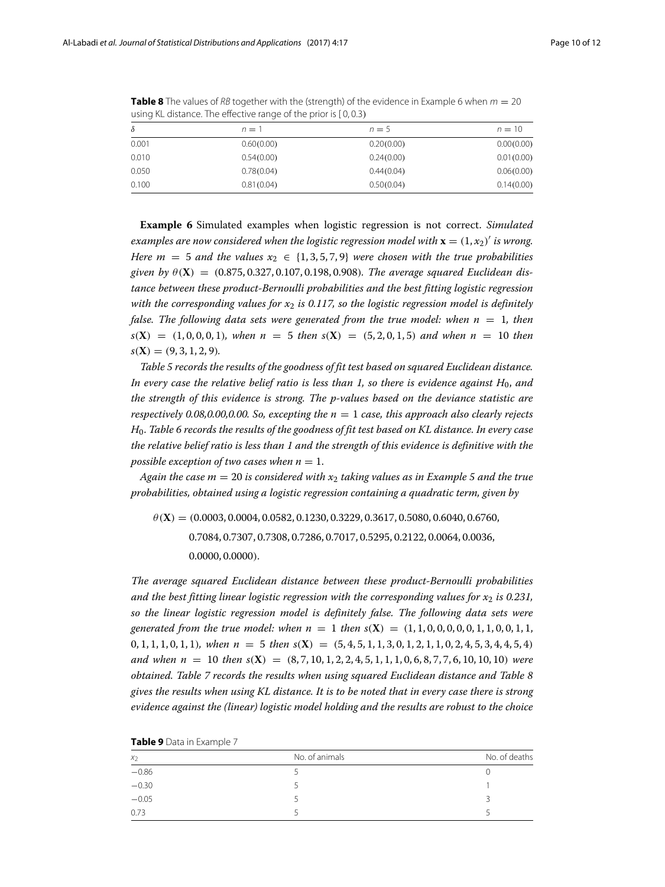**Table 8** The values of *RB* together with the (strength) of the evidence in Example 6 when $m = 20$ using KL distance. The effective range of the prior is [0, 0.3)

| $\delta$ | $n = 1$ | $n = 5$ | $n = 10$ |
|---|---|---|---|
| 0.001 | 0.60(0.00) | 0.20(0.00) | 0.00(0.00) |
| 0.010 | 0.54(0.00) | 0.24(0.00) | 0.01(0.00) |
| 0.050 | 0.78(0.04) | 0.44(0.04) | 0.06(0.00) |
| 0.100 | 0.81(0.04) | 0.50(0.04) | 0.14(0.00) |

**Example 6** Simulated examples when logistic regression is not correct. *Simulated examples are now considered when the logistic regression model with $\mathbf{x} = (1, x_2)'$ is wrong. Here $m = 5$ and the values $x_2 \in \{1, 3, 5, 7, 9\}$ were chosen with the true probabilities given by $\theta(\mathbf{X}) = (0.875, 0.327, 0.107, 0.198, 0.908)$. The average squared Euclidean distance between these product-Bernoulli probabilities and the best fitting logistic regression with the corresponding values for $x_2$ is 0.117, so the logistic regression model is definitely false. The following data sets were generated from the true model: when $n = 1$, then $s(\mathbf{X}) = (1, 0, 0, 0, 1)$, when $n = 5$ then $s(\mathbf{X}) = (5, 2, 0, 1, 5)$ and when $n = 10$ then $s(\mathbf{X}) = (9, 3, 1, 2, 9)$.*

*Table 5 records the results of the goodness of fit test based on squared Euclidean distance. In every case the relative belief ratio is less than 1, so there is evidence against $H_0$, and the strength of this evidence is strong. The p-values based on the deviance statistic are respectively 0.08,0.00,0.00. So, excepting the $n = 1$ case, this approach also clearly rejects $H_0$. Table 6 records the results of the goodness of fit test based on KL distance. In every case the relative belief ratio is less than 1 and the strength of this evidence is definitive with the possible exception of two cases when $n = 1$.*

*Again the case $m = 20$ is considered with $x_2$ taking values as in Example 5 and the true probabilities, obtained using a logistic regression containing a quadratic term, given by*

$$\theta(\mathbf{X}) = (0.0003, 0.0004, 0.0582, 0.1230, 0.3229, 0.3617, 0.5080, 0.6040, 0.6760, 0.7084, 0.7307, 0.7308, 0.7286, 0.7017, 0.5295, 0.2122, 0.0064, 0.0036, 0.0000, 0.0000).$$

*The average squared Euclidean distance between these product-Bernoulli probabilities and the best fitting linear logistic regression with the corresponding values for $x_2$ is 0.231, so the linear logistic regression model is definitely false. The following data sets were generated from the true model: when $n = 1$ then $s(\mathbf{X}) = (1, 1, 0, 0, 0, 0, 0, 1, 1, 0, 0, 1, 1, 0, 1, 1, 1, 0, 1, 1)$, when $n = 5$ then $s(\mathbf{X}) = (5, 4, 5, 1, 1, 3, 0, 1, 2, 1, 1, 0, 2, 4, 5, 3, 4, 4, 5, 4)$ and when $n = 10$ then $s(\mathbf{X}) = (8, 7, 10, 1, 2, 2, 4, 5, 1, 1, 1, 0, 6, 8, 7, 7, 6, 10, 10, 10)$ were obtained. Table 7 records the results when using squared Euclidean distance and Table 8 gives the results when using KL distance. It is to be noted that in every case there is strong evidence against the (linear) logistic model holding and the results are robust to the choice*

**Table 9** Data in Example 7

| $x_2$ | No. of animals | No. of deaths |
|---|---|---|
| −0.86 | 5 | 0 |
| −0.30 | 5 | 1 |
| −0.05 | 5 | 3 |
| 0.73 | 5 | 5 |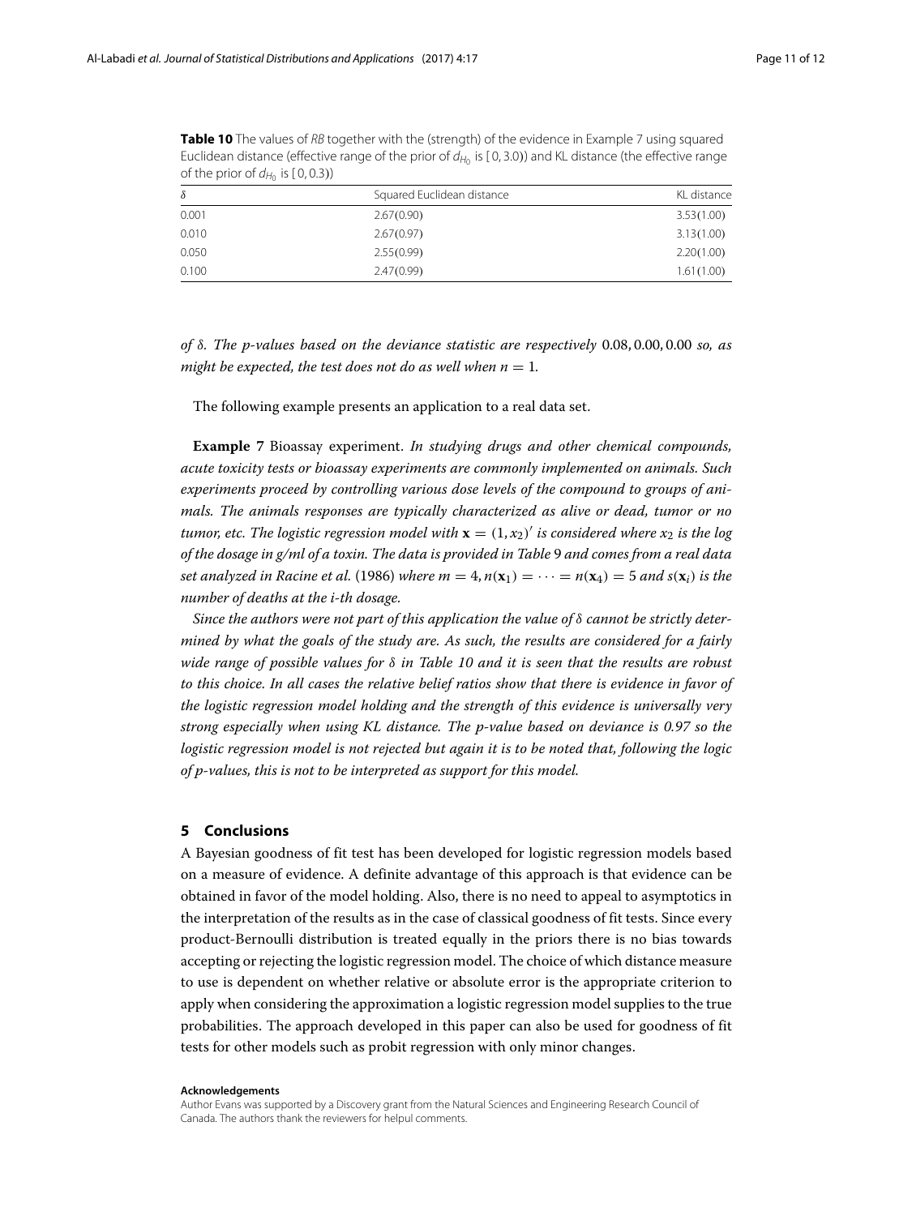**Table 10** The values of *RB* together with the (strength) of the evidence in Example 7 using squared Euclidean distance (effective range of the prior of $d_{H_0}$ is $[0, 3.0)$) and KL distance (the effective range of the prior of $d_{H_0}$ is $[0, 0.3)$)

| $\delta$ | Squared Euclidean distance | KL distance |
|---|---|---|
| 0.001 | 2.67(0.90) | 3.53(1.00) |
| 0.010 | 2.67(0.97) | 3.13(1.00) |
| 0.050 | 2.55(0.99) | 2.20(1.00) |
| 0.100 | 2.47(0.99) | 1.61(1.00) |

*of $\delta$. The p-values based on the deviance statistic are respectively* 0.08, 0.00, 0.00 *so, as might be expected, the test does not do as well when $n = 1$.*

The following example presents an application to a real data set.

**Example 7** Bioassay experiment. *In studying drugs and other chemical compounds, acute toxicity tests or bioassay experiments are commonly implemented on animals. Such experiments proceed by controlling various dose levels of the compound to groups of animals. The animals responses are typically characterized as alive or dead, tumor or no tumor, etc. The logistic regression model with $\mathbf{x} = (1, x_2)'$ is considered where $x_2$ is the log of the dosage in g/ml of a toxin. The data is provided in Table* 9 *and comes from a real data set analyzed in Racine et al.* (1986) *where $m = 4, n(\mathbf{x}_1) = \cdots = n(\mathbf{x}_4) = 5$ and $s(\mathbf{x}_i)$ is the number of deaths at the i-th dosage.*

*Since the authors were not part of this application the value of $\delta$ cannot be strictly determined by what the goals of the study are. As such, the results are considered for a fairly wide range of possible values for $\delta$ in Table 10 and it is seen that the results are robust to this choice. In all cases the relative belief ratios show that there is evidence in favor of the logistic regression model holding and the strength of this evidence is universally very strong especially when using KL distance. The p-value based on deviance is 0.97 so the logistic regression model is not rejected but again it is to be noted that, following the logic of p-values, this is not to be interpreted as support for this model.*

## 5 Conclusions

A Bayesian goodness of fit test has been developed for logistic regression models based on a measure of evidence. A definite advantage of this approach is that evidence can be obtained in favor of the model holding. Also, there is no need to appeal to asymptotics in the interpretation of the results as in the case of classical goodness of fit tests. Since every product-Bernoulli distribution is treated equally in the priors there is no bias towards accepting or rejecting the logistic regression model. The choice of which distance measure to use is dependent on whether relative or absolute error is the appropriate criterion to apply when considering the approximation a logistic regression model supplies to the true probabilities. The approach developed in this paper can also be used for goodness of fit tests for other models such as probit regression with only minor changes.

#### Acknowledgements

Author Evans was supported by a Discovery grant from the Natural Sciences and Engineering Research Council of Canada. The authors thank the reviewers for helpul comments.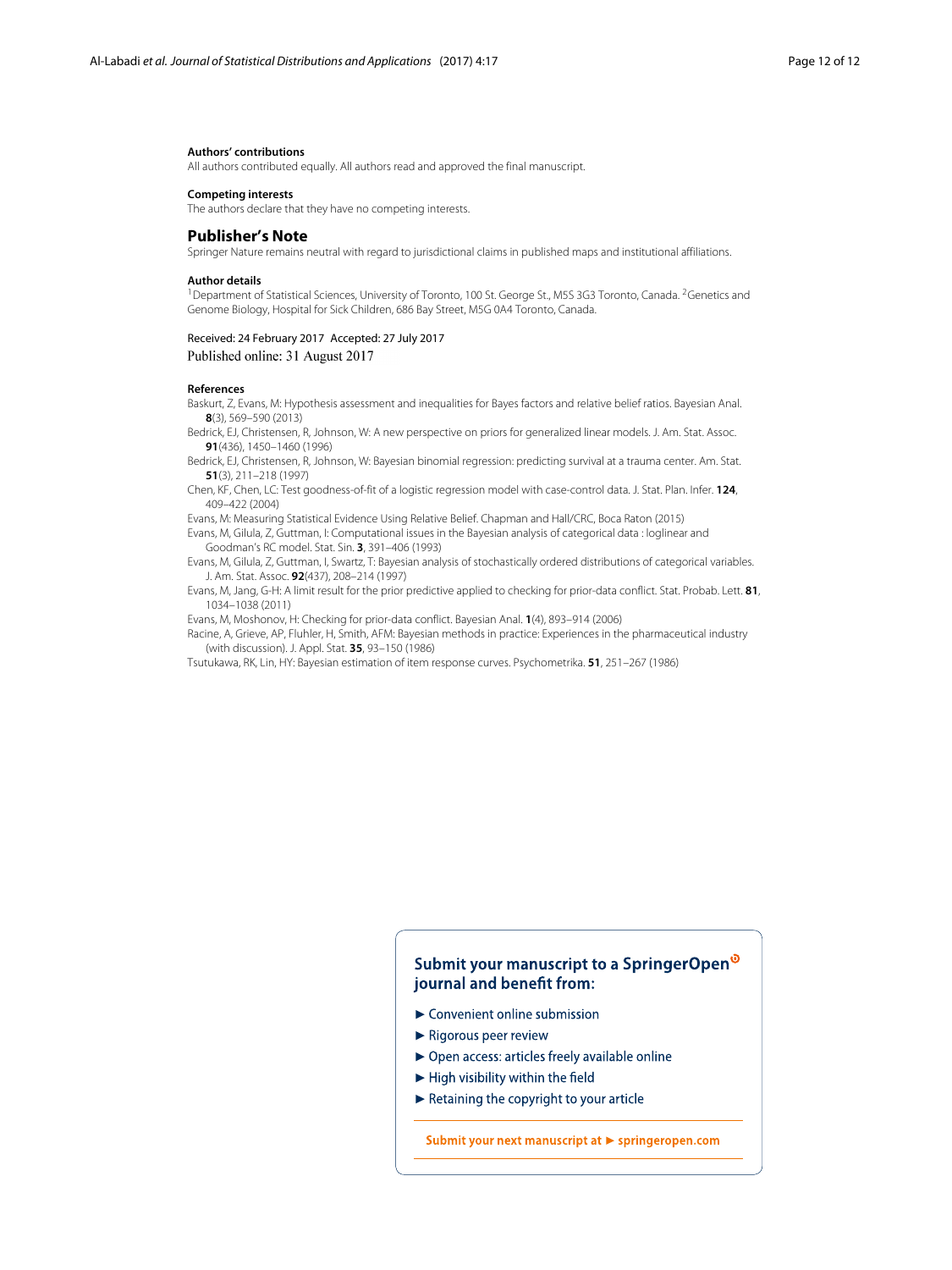### Authors' contributions

All authors contributed equally. All authors read and approved the final manuscript.

### Competing interests

The authors declare that they have no competing interests.

## Publisher's Note

Springer Nature remains neutral with regard to jurisdictional claims in published maps and institutional affiliations.

### Author details

[1]Department of Statistical Sciences, University of Toronto, 100 St. George St., M5S 3G3 Toronto, Canada. [2]Genetics and Genome Biology, Hospital for Sick Children, 686 Bay Street, M5G 0A4 Toronto, Canada.

Received: 24 February 2017 Accepted: 27 July 2017
Published online: 31 August 2017

### References

Baskurt, Z, Evans, M: Hypothesis assessment and inequalities for Bayes factors and relative belief ratios. Bayesian Anal. **8**(3), 569–590 (2013)

Bedrick, EJ, Christensen, R, Johnson, W: A new perspective on priors for generalized linear models. J. Am. Stat. Assoc. **91**(436), 1450–1460 (1996)

Bedrick, EJ, Christensen, R, Johnson, W: Bayesian binomial regression: predicting survival at a trauma center. Am. Stat. **51**(3), 211–218 (1997)

Chen, KF, Chen, LC: Test goodness-of-fit of a logistic regression model with case-control data. J. Stat. Plan. Infer. **124**, 409–422 (2004)

Evans, M: Measuring Statistical Evidence Using Relative Belief. Chapman and Hall/CRC, Boca Raton (2015)

Evans, M, Gilula, Z, Guttman, I: Computational issues in the Bayesian analysis of categorical data : loglinear and Goodman's RC model. Stat. Sin. **3**, 391–406 (1993)

Evans, M, Gilula, Z, Guttman, I, Swartz, T: Bayesian analysis of stochastically ordered distributions of categorical variables. J. Am. Stat. Assoc. **92**(437), 208–214 (1997)

Evans, M, Jang, G-H: A limit result for the prior predictive applied to checking for prior-data conflict. Stat. Probab. Lett. **81**, 1034–1038 (2011)

Evans, M, Moshonov, H: Checking for prior-data conflict. Bayesian Anal. **1**(4), 893–914 (2006)

Racine, A, Grieve, AP, Fluhler, H, Smith, AFM: Bayesian methods in practice: Experiences in the pharmaceutical industry (with discussion). J. Appl. Stat. **35**, 93–150 (1986)

Tsutukawa, RK, Lin, HY: Bayesian estimation of item response curves. Psychometrika. **51**, 251–267 (1986)

**Submit your manuscript to a SpringerOpen journal and benefit from:**

- ► Convenient online submission
- ► Rigorous peer review
- ► Open access: articles freely available online
- ► High visibility within the field
- ► Retaining the copyright to your article

**Submit your next manuscript at ► springeropen.com**